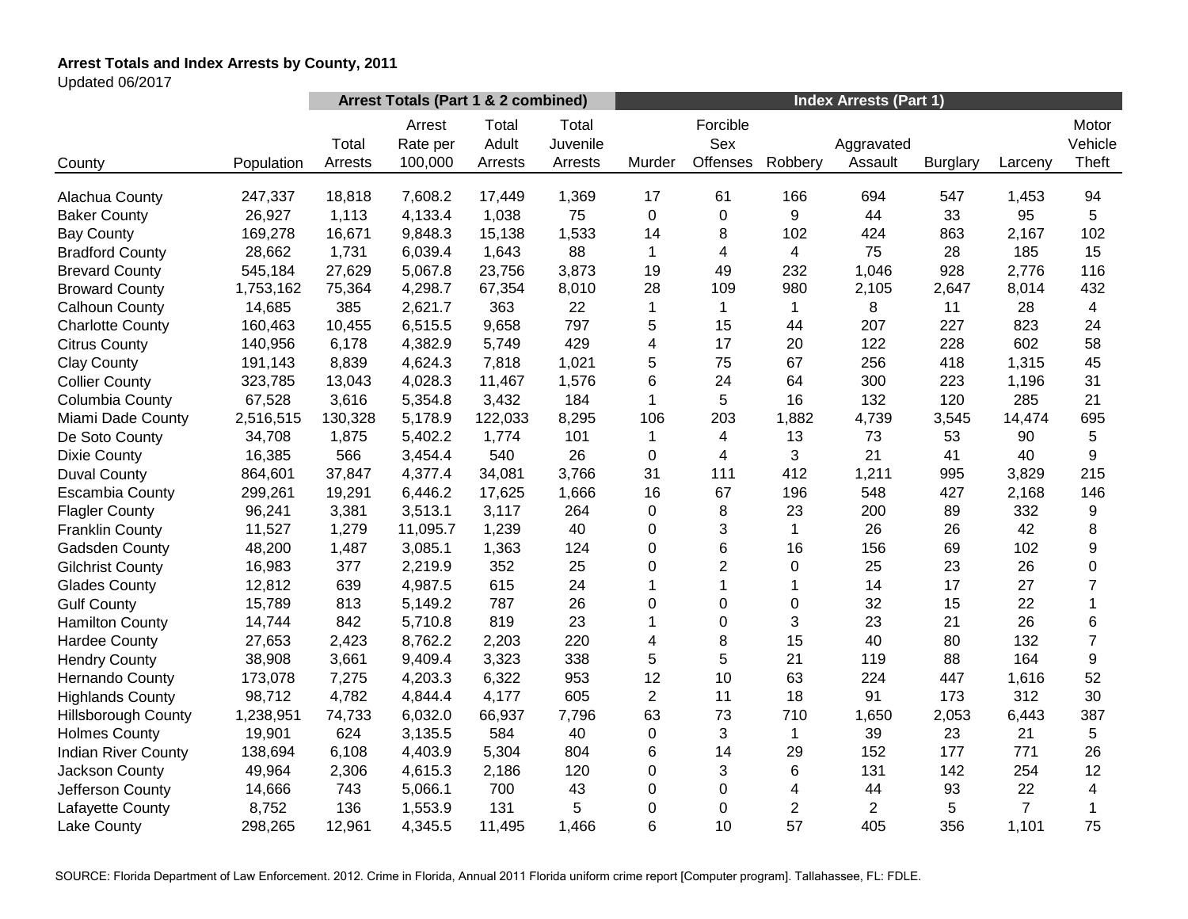**Arrest Totals and Index Arrests by County, 2011**

Updated 06/2017

| | | Arrest Totals (Part 1 & 2 combined) | | | | Index Arrests (Part 1) | | | | | | |
|---|---|---|---|---|---|---|---|---|---|---|---|---|
| County | Population | Total Arrests | Arrest Rate per 100,000 | Total Adult Arrests | Total Juvenile Arrests | Murder | Forcible Sex Offenses | Robbery | Aggravated Assault | Burglary | Larceny | Motor Vehicle Theft |
| Alachua County | 247,337 | 18,818 | 7,608.2 | 17,449 | 1,369 | 17 | 61 | 166 | 694 | 547 | 1,453 | 94 |
| Baker County | 26,927 | 1,113 | 4,133.4 | 1,038 | 75 | 0 | 0 | 9 | 44 | 33 | 95 | 5 |
| Bay County | 169,278 | 16,671 | 9,848.3 | 15,138 | 1,533 | 14 | 8 | 102 | 424 | 863 | 2,167 | 102 |
| Bradford County | 28,662 | 1,731 | 6,039.4 | 1,643 | 88 | 1 | 4 | 4 | 75 | 28 | 185 | 15 |
| Brevard County | 545,184 | 27,629 | 5,067.8 | 23,756 | 3,873 | 19 | 49 | 232 | 1,046 | 928 | 2,776 | 116 |
| Broward County | 1,753,162 | 75,364 | 4,298.7 | 67,354 | 8,010 | 28 | 109 | 980 | 2,105 | 2,647 | 8,014 | 432 |
| Calhoun County | 14,685 | 385 | 2,621.7 | 363 | 22 | 1 | 1 | 1 | 8 | 11 | 28 | 4 |
| Charlotte County | 160,463 | 10,455 | 6,515.5 | 9,658 | 797 | 5 | 15 | 44 | 207 | 227 | 823 | 24 |
| Citrus County | 140,956 | 6,178 | 4,382.9 | 5,749 | 429 | 4 | 17 | 20 | 122 | 228 | 602 | 58 |
| Clay County | 191,143 | 8,839 | 4,624.3 | 7,818 | 1,021 | 5 | 75 | 67 | 256 | 418 | 1,315 | 45 |
| Collier County | 323,785 | 13,043 | 4,028.3 | 11,467 | 1,576 | 6 | 24 | 64 | 300 | 223 | 1,196 | 31 |
| Columbia County | 67,528 | 3,616 | 5,354.8 | 3,432 | 184 | 1 | 5 | 16 | 132 | 120 | 285 | 21 |
| Miami Dade County | 2,516,515 | 130,328 | 5,178.9 | 122,033 | 8,295 | 106 | 203 | 1,882 | 4,739 | 3,545 | 14,474 | 695 |
| De Soto County | 34,708 | 1,875 | 5,402.2 | 1,774 | 101 | 1 | 4 | 13 | 73 | 53 | 90 | 5 |
| Dixie County | 16,385 | 566 | 3,454.4 | 540 | 26 | 0 | 4 | 3 | 21 | 41 | 40 | 9 |
| Duval County | 864,601 | 37,847 | 4,377.4 | 34,081 | 3,766 | 31 | 111 | 412 | 1,211 | 995 | 3,829 | 215 |
| Escambia County | 299,261 | 19,291 | 6,446.2 | 17,625 | 1,666 | 16 | 67 | 196 | 548 | 427 | 2,168 | 146 |
| Flagler County | 96,241 | 3,381 | 3,513.1 | 3,117 | 264 | 0 | 8 | 23 | 200 | 89 | 332 | 9 |
| Franklin County | 11,527 | 1,279 | 11,095.7 | 1,239 | 40 | 0 | 3 | 1 | 26 | 26 | 42 | 8 |
| Gadsden County | 48,200 | 1,487 | 3,085.1 | 1,363 | 124 | 0 | 6 | 16 | 156 | 69 | 102 | 9 |
| Gilchrist County | 16,983 | 377 | 2,219.9 | 352 | 25 | 0 | 2 | 0 | 25 | 23 | 26 | 0 |
| Glades County | 12,812 | 639 | 4,987.5 | 615 | 24 | 1 | 1 | 1 | 14 | 17 | 27 | 7 |
| Gulf County | 15,789 | 813 | 5,149.2 | 787 | 26 | 0 | 0 | 0 | 32 | 15 | 22 | 1 |
| Hamilton County | 14,744 | 842 | 5,710.8 | 819 | 23 | 1 | 0 | 3 | 23 | 21 | 26 | 6 |
| Hardee County | 27,653 | 2,423 | 8,762.2 | 2,203 | 220 | 4 | 8 | 15 | 40 | 80 | 132 | 7 |
| Hendry County | 38,908 | 3,661 | 9,409.4 | 3,323 | 338 | 5 | 5 | 21 | 119 | 88 | 164 | 9 |
| Hernando County | 173,078 | 7,275 | 4,203.3 | 6,322 | 953 | 12 | 10 | 63 | 224 | 447 | 1,616 | 52 |
| Highlands County | 98,712 | 4,782 | 4,844.4 | 4,177 | 605 | 2 | 11 | 18 | 91 | 173 | 312 | 30 |
| Hillsborough County | 1,238,951 | 74,733 | 6,032.0 | 66,937 | 7,796 | 63 | 73 | 710 | 1,650 | 2,053 | 6,443 | 387 |
| Holmes County | 19,901 | 624 | 3,135.5 | 584 | 40 | 0 | 3 | 1 | 39 | 23 | 21 | 5 |
| Indian River County | 138,694 | 6,108 | 4,403.9 | 5,304 | 804 | 6 | 14 | 29 | 152 | 177 | 771 | 26 |
| Jackson County | 49,964 | 2,306 | 4,615.3 | 2,186 | 120 | 0 | 3 | 6 | 131 | 142 | 254 | 12 |
| Jefferson County | 14,666 | 743 | 5,066.1 | 700 | 43 | 0 | 0 | 4 | 44 | 93 | 22 | 4 |
| Lafayette County | 8,752 | 136 | 1,553.9 | 131 | 5 | 0 | 0 | 2 | 2 | 5 | 7 | 1 |
| Lake County | 298,265 | 12,961 | 4,345.5 | 11,495 | 1,466 | 6 | 10 | 57 | 405 | 356 | 1,101 | 75 |

SOURCE: Florida Department of Law Enforcement. 2012. Crime in Florida, Annual 2011 Florida uniform crime report [Computer program]. Tallahassee, FL: FDLE.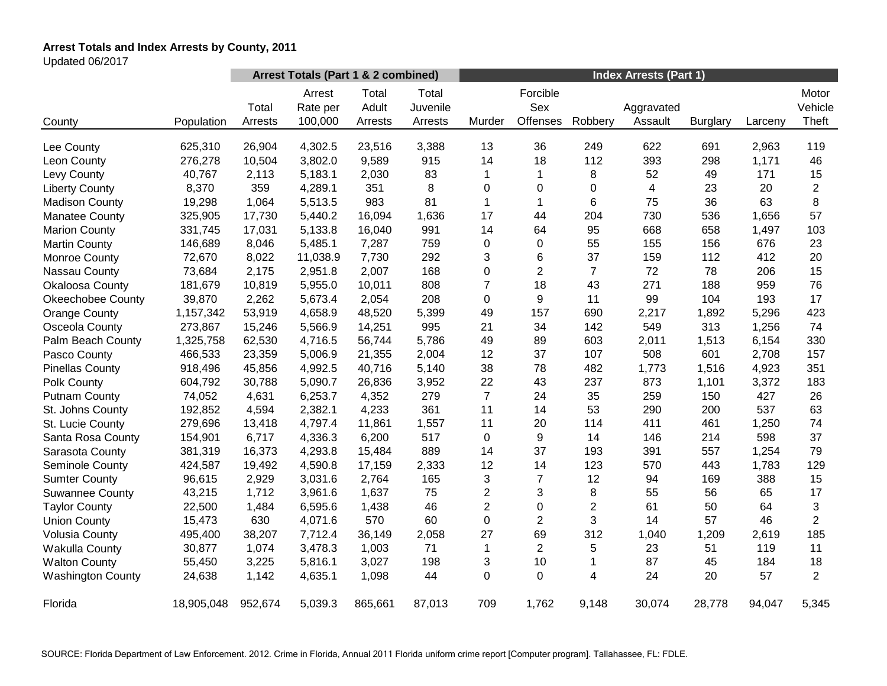**Arrest Totals and Index Arrests by County, 2011**

Updated 06/2017

| | | Arrest Totals (Part 1 & 2 combined) | | | | Index Arrests (Part 1) | | | | | | |
|---|---|---|---|---|---|---|---|---|---|---|---|---|
| County | Population | Total Arrests | Arrest Rate per 100,000 | Total Adult Arrests | Total Juvenile Arrests | Murder | Forcible Sex Offenses | Robbery | Aggravated Assault | Burglary | Larceny | Motor Vehicle Theft |
| Lee County | 625,310 | 26,904 | 4,302.5 | 23,516 | 3,388 | 13 | 36 | 249 | 622 | 691 | 2,963 | 119 |
| Leon County | 276,278 | 10,504 | 3,802.0 | 9,589 | 915 | 14 | 18 | 112 | 393 | 298 | 1,171 | 46 |
| Levy County | 40,767 | 2,113 | 5,183.1 | 2,030 | 83 | 1 | 1 | 8 | 52 | 49 | 171 | 15 |
| Liberty County | 8,370 | 359 | 4,289.1 | 351 | 8 | 0 | 0 | 0 | 4 | 23 | 20 | 2 |
| Madison County | 19,298 | 1,064 | 5,513.5 | 983 | 81 | 1 | 1 | 6 | 75 | 36 | 63 | 8 |
| Manatee County | 325,905 | 17,730 | 5,440.2 | 16,094 | 1,636 | 17 | 44 | 204 | 730 | 536 | 1,656 | 57 |
| Marion County | 331,745 | 17,031 | 5,133.8 | 16,040 | 991 | 14 | 64 | 95 | 668 | 658 | 1,497 | 103 |
| Martin County | 146,689 | 8,046 | 5,485.1 | 7,287 | 759 | 0 | 0 | 55 | 155 | 156 | 676 | 23 |
| Monroe County | 72,670 | 8,022 | 11,038.9 | 7,730 | 292 | 3 | 6 | 37 | 159 | 112 | 412 | 20 |
| Nassau County | 73,684 | 2,175 | 2,951.8 | 2,007 | 168 | 0 | 2 | 7 | 72 | 78 | 206 | 15 |
| Okaloosa County | 181,679 | 10,819 | 5,955.0 | 10,011 | 808 | 7 | 18 | 43 | 271 | 188 | 959 | 76 |
| Okeechobee County | 39,870 | 2,262 | 5,673.4 | 2,054 | 208 | 0 | 9 | 11 | 99 | 104 | 193 | 17 |
| Orange County | 1,157,342 | 53,919 | 4,658.9 | 48,520 | 5,399 | 49 | 157 | 690 | 2,217 | 1,892 | 5,296 | 423 |
| Osceola County | 273,867 | 15,246 | 5,566.9 | 14,251 | 995 | 21 | 34 | 142 | 549 | 313 | 1,256 | 74 |
| Palm Beach County | 1,325,758 | 62,530 | 4,716.5 | 56,744 | 5,786 | 49 | 89 | 603 | 2,011 | 1,513 | 6,154 | 330 |
| Pasco County | 466,533 | 23,359 | 5,006.9 | 21,355 | 2,004 | 12 | 37 | 107 | 508 | 601 | 2,708 | 157 |
| Pinellas County | 918,496 | 45,856 | 4,992.5 | 40,716 | 5,140 | 38 | 78 | 482 | 1,773 | 1,516 | 4,923 | 351 |
| Polk County | 604,792 | 30,788 | 5,090.7 | 26,836 | 3,952 | 22 | 43 | 237 | 873 | 1,101 | 3,372 | 183 |
| Putnam County | 74,052 | 4,631 | 6,253.7 | 4,352 | 279 | 7 | 24 | 35 | 259 | 150 | 427 | 26 |
| St. Johns County | 192,852 | 4,594 | 2,382.1 | 4,233 | 361 | 11 | 14 | 53 | 290 | 200 | 537 | 63 |
| St. Lucie County | 279,696 | 13,418 | 4,797.4 | 11,861 | 1,557 | 11 | 20 | 114 | 411 | 461 | 1,250 | 74 |
| Santa Rosa County | 154,901 | 6,717 | 4,336.3 | 6,200 | 517 | 0 | 9 | 14 | 146 | 214 | 598 | 37 |
| Sarasota County | 381,319 | 16,373 | 4,293.8 | 15,484 | 889 | 14 | 37 | 193 | 391 | 557 | 1,254 | 79 |
| Seminole County | 424,587 | 19,492 | 4,590.8 | 17,159 | 2,333 | 12 | 14 | 123 | 570 | 443 | 1,783 | 129 |
| Sumter County | 96,615 | 2,929 | 3,031.6 | 2,764 | 165 | 3 | 7 | 12 | 94 | 169 | 388 | 15 |
| Suwannee County | 43,215 | 1,712 | 3,961.6 | 1,637 | 75 | 2 | 3 | 8 | 55 | 56 | 65 | 17 |
| Taylor County | 22,500 | 1,484 | 6,595.6 | 1,438 | 46 | 2 | 0 | 2 | 61 | 50 | 64 | 3 |
| Union County | 15,473 | 630 | 4,071.6 | 570 | 60 | 0 | 2 | 3 | 14 | 57 | 46 | 2 |
| Volusia County | 495,400 | 38,207 | 7,712.4 | 36,149 | 2,058 | 27 | 69 | 312 | 1,040 | 1,209 | 2,619 | 185 |
| Wakulla County | 30,877 | 1,074 | 3,478.3 | 1,003 | 71 | 1 | 2 | 5 | 23 | 51 | 119 | 11 |
| Walton County | 55,450 | 3,225 | 5,816.1 | 3,027 | 198 | 3 | 10 | 1 | 87 | 45 | 184 | 18 |
| Washington County | 24,638 | 1,142 | 4,635.1 | 1,098 | 44 | 0 | 0 | 4 | 24 | 20 | 57 | 2 |
| Florida | 18,905,048 | 952,674 | 5,039.3 | 865,661 | 87,013 | 709 | 1,762 | 9,148 | 30,074 | 28,778 | 94,047 | 5,345 |

SOURCE: Florida Department of Law Enforcement. 2012. Crime in Florida, Annual 2011 Florida uniform crime report [Computer program]. Tallahassee, FL: FDLE.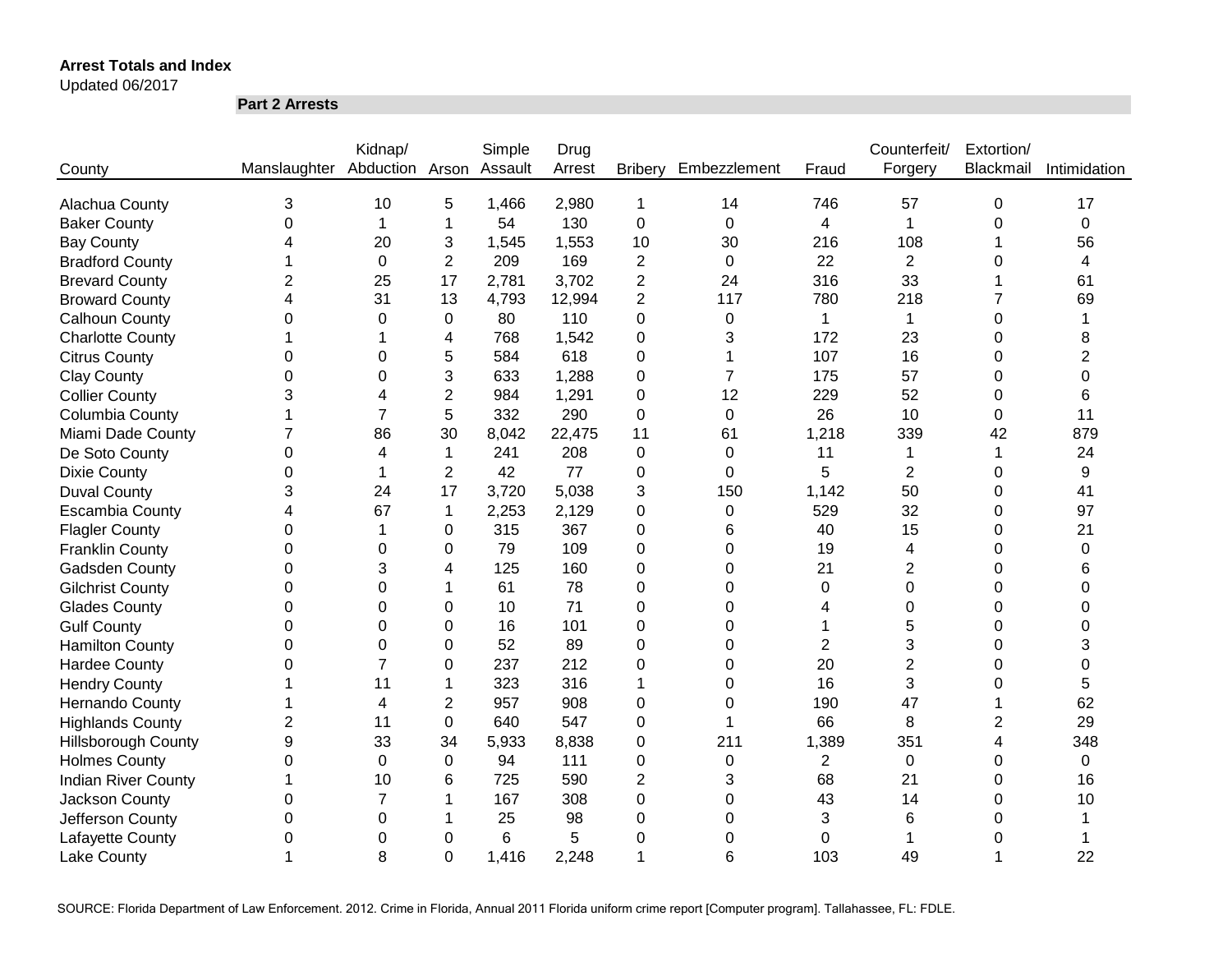**Arrest Totals and Index**

Updated 06/2017

**Part 2 Arrests**

| County | Manslaughter | Kidnap/ Abduction | Arson | Simple Assault | Drug Arrest | Bribery | Embezzlement | Fraud | Counterfeit/ Forgery | Extortion/ Blackmail | Intimidation |
|---|---|---|---|---|---|---|---|---|---|---|---|
| Alachua County | 3 | 10 | 5 | 1,466 | 2,980 | 1 | 14 | 746 | 57 | 0 | 17 |
| Baker County | 0 | 1 | 1 | 54 | 130 | 0 | 0 | 4 | 1 | 0 | 0 |
| Bay County | 4 | 20 | 3 | 1,545 | 1,553 | 10 | 30 | 216 | 108 | 1 | 56 |
| Bradford County | 1 | 0 | 2 | 209 | 169 | 2 | 0 | 22 | 2 | 0 | 4 |
| Brevard County | 2 | 25 | 17 | 2,781 | 3,702 | 2 | 24 | 316 | 33 | 1 | 61 |
| Broward County | 4 | 31 | 13 | 4,793 | 12,994 | 2 | 117 | 780 | 218 | 7 | 69 |
| Calhoun County | 0 | 0 | 0 | 80 | 110 | 0 | 0 | 1 | 1 | 0 | 1 |
| Charlotte County | 1 | 1 | 4 | 768 | 1,542 | 0 | 3 | 172 | 23 | 0 | 8 |
| Citrus County | 0 | 0 | 5 | 584 | 618 | 0 | 1 | 107 | 16 | 0 | 2 |
| Clay County | 0 | 0 | 3 | 633 | 1,288 | 0 | 7 | 175 | 57 | 0 | 0 |
| Collier County | 3 | 4 | 2 | 984 | 1,291 | 0 | 12 | 229 | 52 | 0 | 6 |
| Columbia County | 1 | 7 | 5 | 332 | 290 | 0 | 0 | 26 | 10 | 0 | 11 |
| Miami Dade County | 7 | 86 | 30 | 8,042 | 22,475 | 11 | 61 | 1,218 | 339 | 42 | 879 |
| De Soto County | 0 | 4 | 1 | 241 | 208 | 0 | 0 | 11 | 1 | 1 | 24 |
| Dixie County | 0 | 1 | 2 | 42 | 77 | 0 | 0 | 5 | 2 | 0 | 9 |
| Duval County | 3 | 24 | 17 | 3,720 | 5,038 | 3 | 150 | 1,142 | 50 | 0 | 41 |
| Escambia County | 4 | 67 | 1 | 2,253 | 2,129 | 0 | 0 | 529 | 32 | 0 | 97 |
| Flagler County | 0 | 1 | 0 | 315 | 367 | 0 | 6 | 40 | 15 | 0 | 21 |
| Franklin County | 0 | 0 | 0 | 79 | 109 | 0 | 0 | 19 | 4 | 0 | 0 |
| Gadsden County | 0 | 3 | 4 | 125 | 160 | 0 | 0 | 21 | 2 | 0 | 6 |
| Gilchrist County | 0 | 0 | 1 | 61 | 78 | 0 | 0 | 0 | 0 | 0 | 0 |
| Glades County | 0 | 0 | 0 | 10 | 71 | 0 | 0 | 4 | 0 | 0 | 0 |
| Gulf County | 0 | 0 | 0 | 16 | 101 | 0 | 0 | 1 | 5 | 0 | 0 |
| Hamilton County | 0 | 0 | 0 | 52 | 89 | 0 | 0 | 2 | 3 | 0 | 3 |
| Hardee County | 0 | 7 | 0 | 237 | 212 | 0 | 0 | 20 | 2 | 0 | 0 |
| Hendry County | 1 | 11 | 1 | 323 | 316 | 1 | 0 | 16 | 3 | 0 | 5 |
| Hernando County | 1 | 4 | 2 | 957 | 908 | 0 | 0 | 190 | 47 | 1 | 62 |
| Highlands County | 2 | 11 | 0 | 640 | 547 | 0 | 1 | 66 | 8 | 2 | 29 |
| Hillsborough County | 9 | 33 | 34 | 5,933 | 8,838 | 0 | 211 | 1,389 | 351 | 4 | 348 |
| Holmes County | 0 | 0 | 0 | 94 | 111 | 0 | 0 | 2 | 0 | 0 | 0 |
| Indian River County | 1 | 10 | 6 | 725 | 590 | 2 | 3 | 68 | 21 | 0 | 16 |
| Jackson County | 0 | 7 | 1 | 167 | 308 | 0 | 0 | 43 | 14 | 0 | 10 |
| Jefferson County | 0 | 0 | 1 | 25 | 98 | 0 | 0 | 3 | 6 | 0 | 1 |
| Lafayette County | 0 | 0 | 0 | 6 | 5 | 0 | 0 | 0 | 1 | 0 | 1 |
| Lake County | 1 | 8 | 0 | 1,416 | 2,248 | 1 | 6 | 103 | 49 | 1 | 22 |

SOURCE: Florida Department of Law Enforcement. 2012. Crime in Florida, Annual 2011 Florida uniform crime report [Computer program]. Tallahassee, FL: FDLE.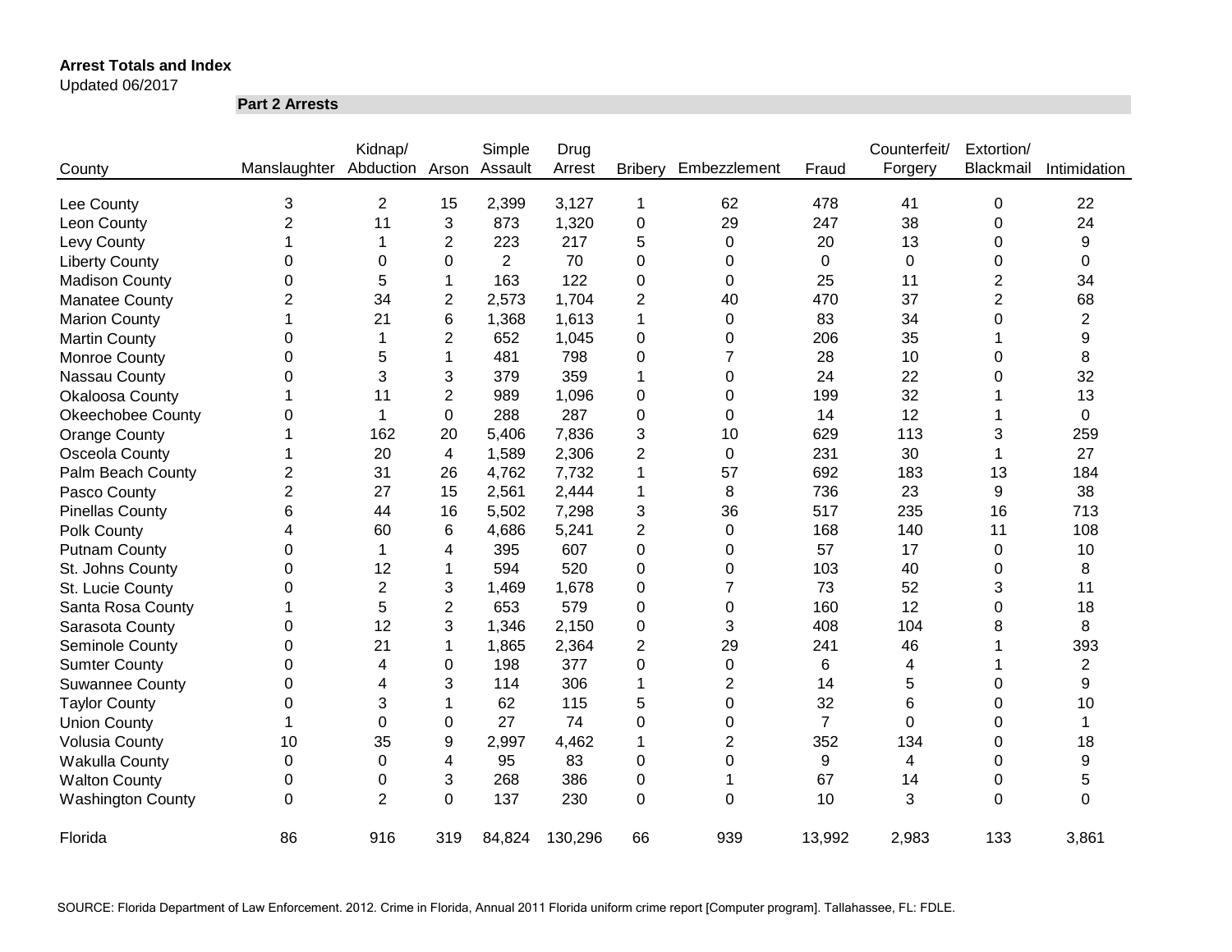**Arrest Totals and Index**
Updated 06/2017

**Part 2 Arrests**

| County | Manslaughter | Kidnap/ Abduction | Arson | Simple Assault | Drug Arrest | Bribery | Embezzlement | Fraud | Counterfeit/ Forgery | Extortion/ Blackmail | Intimidation |
|---|---|---|---|---|---|---|---|---|---|---|---|
| Lee County | 3 | 2 | 15 | 2,399 | 3,127 | 1 | 62 | 478 | 41 | 0 | 22 |
| Leon County | 2 | 11 | 3 | 873 | 1,320 | 0 | 29 | 247 | 38 | 0 | 24 |
| Levy County | 1 | 1 | 2 | 223 | 217 | 5 | 0 | 20 | 13 | 0 | 9 |
| Liberty County | 0 | 0 | 0 | 2 | 70 | 0 | 0 | 0 | 0 | 0 | 0 |
| Madison County | 0 | 5 | 1 | 163 | 122 | 0 | 0 | 25 | 11 | 2 | 34 |
| Manatee County | 2 | 34 | 2 | 2,573 | 1,704 | 2 | 40 | 470 | 37 | 2 | 68 |
| Marion County | 1 | 21 | 6 | 1,368 | 1,613 | 1 | 0 | 83 | 34 | 0 | 2 |
| Martin County | 0 | 1 | 2 | 652 | 1,045 | 0 | 0 | 206 | 35 | 1 | 9 |
| Monroe County | 0 | 5 | 1 | 481 | 798 | 0 | 7 | 28 | 10 | 0 | 8 |
| Nassau County | 0 | 3 | 3 | 379 | 359 | 1 | 0 | 24 | 22 | 0 | 32 |
| Okaloosa County | 1 | 11 | 2 | 989 | 1,096 | 0 | 0 | 199 | 32 | 1 | 13 |
| Okeechobee County | 0 | 1 | 0 | 288 | 287 | 0 | 0 | 14 | 12 | 1 | 0 |
| Orange County | 1 | 162 | 20 | 5,406 | 7,836 | 3 | 10 | 629 | 113 | 3 | 259 |
| Osceola County | 1 | 20 | 4 | 1,589 | 2,306 | 2 | 0 | 231 | 30 | 1 | 27 |
| Palm Beach County | 2 | 31 | 26 | 4,762 | 7,732 | 1 | 57 | 692 | 183 | 13 | 184 |
| Pasco County | 2 | 27 | 15 | 2,561 | 2,444 | 1 | 8 | 736 | 23 | 9 | 38 |
| Pinellas County | 6 | 44 | 16 | 5,502 | 7,298 | 3 | 36 | 517 | 235 | 16 | 713 |
| Polk County | 4 | 60 | 6 | 4,686 | 5,241 | 2 | 0 | 168 | 140 | 11 | 108 |
| Putnam County | 0 | 1 | 4 | 395 | 607 | 0 | 0 | 57 | 17 | 0 | 10 |
| St. Johns County | 0 | 12 | 1 | 594 | 520 | 0 | 0 | 103 | 40 | 0 | 8 |
| St. Lucie County | 0 | 2 | 3 | 1,469 | 1,678 | 0 | 7 | 73 | 52 | 3 | 11 |
| Santa Rosa County | 1 | 5 | 2 | 653 | 579 | 0 | 0 | 160 | 12 | 0 | 18 |
| Sarasota County | 0 | 12 | 3 | 1,346 | 2,150 | 0 | 3 | 408 | 104 | 8 | 8 |
| Seminole County | 0 | 21 | 1 | 1,865 | 2,364 | 2 | 29 | 241 | 46 | 1 | 393 |
| Sumter County | 0 | 4 | 0 | 198 | 377 | 0 | 0 | 6 | 4 | 1 | 2 |
| Suwannee County | 0 | 4 | 3 | 114 | 306 | 1 | 2 | 14 | 5 | 0 | 9 |
| Taylor County | 0 | 3 | 1 | 62 | 115 | 5 | 0 | 32 | 6 | 0 | 10 |
| Union County | 1 | 0 | 0 | 27 | 74 | 0 | 0 | 7 | 0 | 0 | 1 |
| Volusia County | 10 | 35 | 9 | 2,997 | 4,462 | 1 | 2 | 352 | 134 | 0 | 18 |
| Wakulla County | 0 | 0 | 4 | 95 | 83 | 0 | 0 | 9 | 4 | 0 | 9 |
| Walton County | 0 | 0 | 3 | 268 | 386 | 0 | 1 | 67 | 14 | 0 | 5 |
| Washington County | 0 | 2 | 0 | 137 | 230 | 0 | 0 | 10 | 3 | 0 | 0 |
| Florida | 86 | 916 | 319 | 84,824 | 130,296 | 66 | 939 | 13,992 | 2,983 | 133 | 3,861 |

SOURCE: Florida Department of Law Enforcement. 2012. Crime in Florida, Annual 2011 Florida uniform crime report [Computer program]. Tallahassee, FL: FDLE.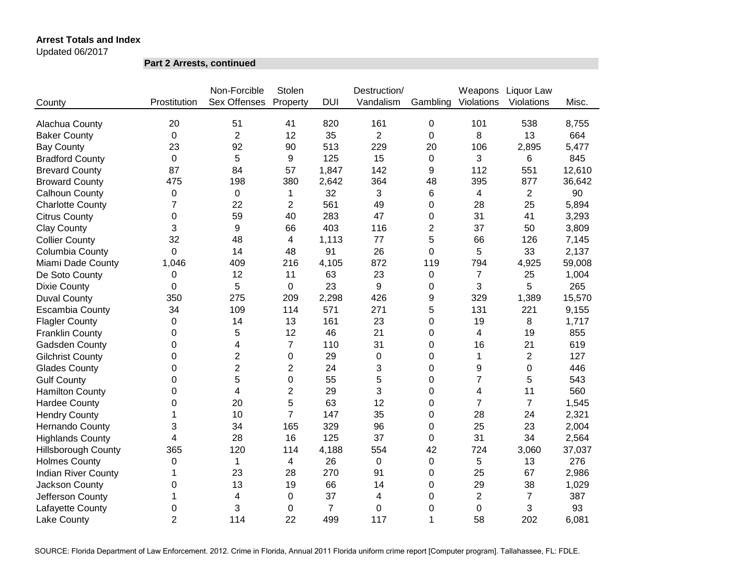**Arrest Totals and Index**
Updated 06/2017

**Part 2 Arrests, continued**

| County | Prostitution | Non-Forcible Sex Offenses | Stolen Property | DUI | Destruction/ Vandalism | Gambling | Weapons Violations | Liquor Law Violations | Misc. |
|---|---|---|---|---|---|---|---|---|---|
| Alachua County | 20 | 51 | 41 | 820 | 161 | 0 | 101 | 538 | 8,755 |
| Baker County | 0 | 2 | 12 | 35 | 2 | 0 | 8 | 13 | 664 |
| Bay County | 23 | 92 | 90 | 513 | 229 | 20 | 106 | 2,895 | 5,477 |
| Bradford County | 0 | 5 | 9 | 125 | 15 | 0 | 3 | 6 | 845 |
| Brevard County | 87 | 84 | 57 | 1,847 | 142 | 9 | 112 | 551 | 12,610 |
| Broward County | 475 | 198 | 380 | 2,642 | 364 | 48 | 395 | 877 | 36,642 |
| Calhoun County | 0 | 0 | 1 | 32 | 3 | 6 | 4 | 2 | 90 |
| Charlotte County | 7 | 22 | 2 | 561 | 49 | 0 | 28 | 25 | 5,894 |
| Citrus County | 0 | 59 | 40 | 283 | 47 | 0 | 31 | 41 | 3,293 |
| Clay County | 3 | 9 | 66 | 403 | 116 | 2 | 37 | 50 | 3,809 |
| Collier County | 32 | 48 | 4 | 1,113 | 77 | 5 | 66 | 126 | 7,145 |
| Columbia County | 0 | 14 | 48 | 91 | 26 | 0 | 5 | 33 | 2,137 |
| Miami Dade County | 1,046 | 409 | 216 | 4,105 | 872 | 119 | 794 | 4,925 | 59,008 |
| De Soto County | 0 | 12 | 11 | 63 | 23 | 0 | 7 | 25 | 1,004 |
| Dixie County | 0 | 5 | 0 | 23 | 9 | 0 | 3 | 5 | 265 |
| Duval County | 350 | 275 | 209 | 2,298 | 426 | 9 | 329 | 1,389 | 15,570 |
| Escambia County | 34 | 109 | 114 | 571 | 271 | 5 | 131 | 221 | 9,155 |
| Flagler County | 0 | 14 | 13 | 161 | 23 | 0 | 19 | 8 | 1,717 |
| Franklin County | 0 | 5 | 12 | 46 | 21 | 0 | 4 | 19 | 855 |
| Gadsden County | 0 | 4 | 7 | 110 | 31 | 0 | 16 | 21 | 619 |
| Gilchrist County | 0 | 2 | 0 | 29 | 0 | 0 | 1 | 2 | 127 |
| Glades County | 0 | 2 | 2 | 24 | 3 | 0 | 9 | 0 | 446 |
| Gulf County | 0 | 5 | 0 | 55 | 5 | 0 | 7 | 5 | 543 |
| Hamilton County | 0 | 4 | 2 | 29 | 3 | 0 | 4 | 11 | 560 |
| Hardee County | 0 | 20 | 5 | 63 | 12 | 0 | 7 | 7 | 1,545 |
| Hendry County | 1 | 10 | 7 | 147 | 35 | 0 | 28 | 24 | 2,321 |
| Hernando County | 3 | 34 | 165 | 329 | 96 | 0 | 25 | 23 | 2,004 |
| Highlands County | 4 | 28 | 16 | 125 | 37 | 0 | 31 | 34 | 2,564 |
| Hillsborough County | 365 | 120 | 114 | 4,188 | 554 | 42 | 724 | 3,060 | 37,037 |
| Holmes County | 0 | 1 | 4 | 26 | 0 | 0 | 5 | 13 | 276 |
| Indian River County | 1 | 23 | 28 | 270 | 91 | 0 | 25 | 67 | 2,986 |
| Jackson County | 0 | 13 | 19 | 66 | 14 | 0 | 29 | 38 | 1,029 |
| Jefferson County | 1 | 4 | 0 | 37 | 4 | 0 | 2 | 7 | 387 |
| Lafayette County | 0 | 3 | 0 | 7 | 0 | 0 | 0 | 3 | 93 |
| Lake County | 2 | 114 | 22 | 499 | 117 | 1 | 58 | 202 | 6,081 |

SOURCE: Florida Department of Law Enforcement. 2012. Crime in Florida, Annual 2011 Florida uniform crime report [Computer program]. Tallahassee, FL: FDLE.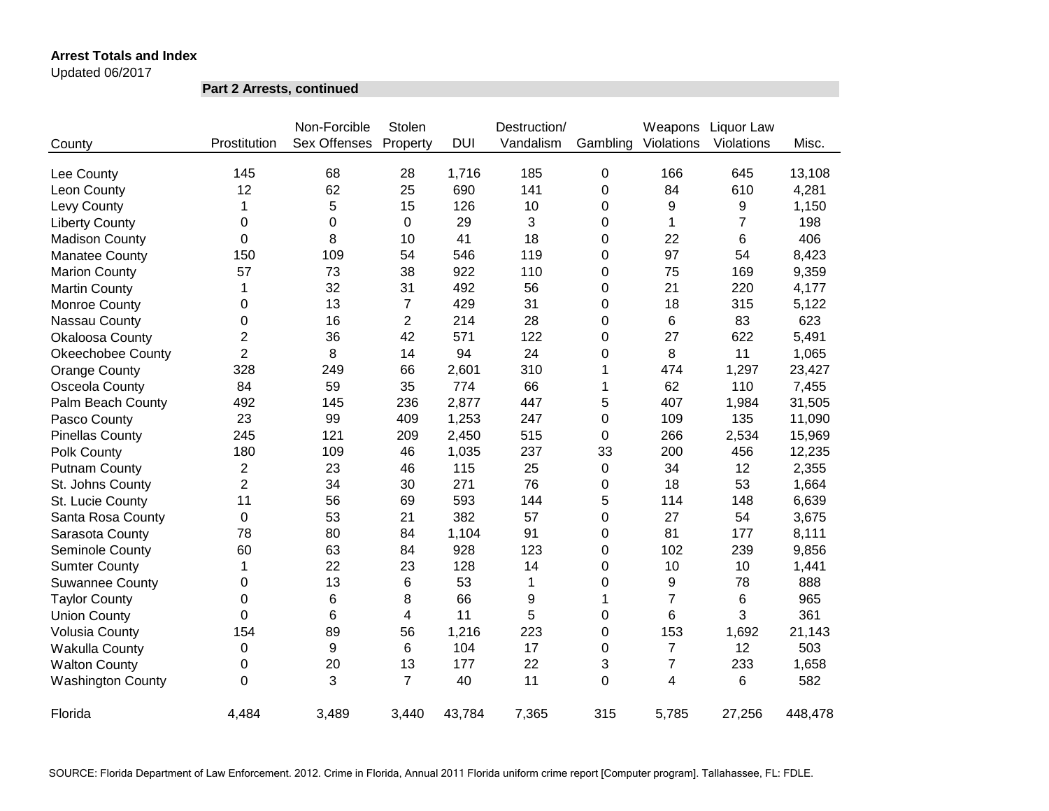**Arrest Totals and Index**

Updated 06/2017

**Part 2 Arrests, continued**

| County | Prostitution | Non-Forcible Sex Offenses | Stolen Property | DUI | Destruction/ Vandalism | Gambling | Weapons Violations | Liquor Law Violations | Misc. |
|---|---|---|---|---|---|---|---|---|---|
| Lee County | 145 | 68 | 28 | 1,716 | 185 | 0 | 166 | 645 | 13,108 |
| Leon County | 12 | 62 | 25 | 690 | 141 | 0 | 84 | 610 | 4,281 |
| Levy County | 1 | 5 | 15 | 126 | 10 | 0 | 9 | 9 | 1,150 |
| Liberty County | 0 | 0 | 0 | 29 | 3 | 0 | 1 | 7 | 198 |
| Madison County | 0 | 8 | 10 | 41 | 18 | 0 | 22 | 6 | 406 |
| Manatee County | 150 | 109 | 54 | 546 | 119 | 0 | 97 | 54 | 8,423 |
| Marion County | 57 | 73 | 38 | 922 | 110 | 0 | 75 | 169 | 9,359 |
| Martin County | 1 | 32 | 31 | 492 | 56 | 0 | 21 | 220 | 4,177 |
| Monroe County | 0 | 13 | 7 | 429 | 31 | 0 | 18 | 315 | 5,122 |
| Nassau County | 0 | 16 | 2 | 214 | 28 | 0 | 6 | 83 | 623 |
| Okaloosa County | 2 | 36 | 42 | 571 | 122 | 0 | 27 | 622 | 5,491 |
| Okeechobee County | 2 | 8 | 14 | 94 | 24 | 0 | 8 | 11 | 1,065 |
| Orange County | 328 | 249 | 66 | 2,601 | 310 | 1 | 474 | 1,297 | 23,427 |
| Osceola County | 84 | 59 | 35 | 774 | 66 | 1 | 62 | 110 | 7,455 |
| Palm Beach County | 492 | 145 | 236 | 2,877 | 447 | 5 | 407 | 1,984 | 31,505 |
| Pasco County | 23 | 99 | 409 | 1,253 | 247 | 0 | 109 | 135 | 11,090 |
| Pinellas County | 245 | 121 | 209 | 2,450 | 515 | 0 | 266 | 2,534 | 15,969 |
| Polk County | 180 | 109 | 46 | 1,035 | 237 | 33 | 200 | 456 | 12,235 |
| Putnam County | 2 | 23 | 46 | 115 | 25 | 0 | 34 | 12 | 2,355 |
| St. Johns County | 2 | 34 | 30 | 271 | 76 | 0 | 18 | 53 | 1,664 |
| St. Lucie County | 11 | 56 | 69 | 593 | 144 | 5 | 114 | 148 | 6,639 |
| Santa Rosa County | 0 | 53 | 21 | 382 | 57 | 0 | 27 | 54 | 3,675 |
| Sarasota County | 78 | 80 | 84 | 1,104 | 91 | 0 | 81 | 177 | 8,111 |
| Seminole County | 60 | 63 | 84 | 928 | 123 | 0 | 102 | 239 | 9,856 |
| Sumter County | 1 | 22 | 23 | 128 | 14 | 0 | 10 | 10 | 1,441 |
| Suwannee County | 0 | 13 | 6 | 53 | 1 | 0 | 9 | 78 | 888 |
| Taylor County | 0 | 6 | 8 | 66 | 9 | 1 | 7 | 6 | 965 |
| Union County | 0 | 6 | 4 | 11 | 5 | 0 | 6 | 3 | 361 |
| Volusia County | 154 | 89 | 56 | 1,216 | 223 | 0 | 153 | 1,692 | 21,143 |
| Wakulla County | 0 | 9 | 6 | 104 | 17 | 0 | 7 | 12 | 503 |
| Walton County | 0 | 20 | 13 | 177 | 22 | 3 | 7 | 233 | 1,658 |
| Washington County | 0 | 3 | 7 | 40 | 11 | 0 | 4 | 6 | 582 |
| Florida | 4,484 | 3,489 | 3,440 | 43,784 | 7,365 | 315 | 5,785 | 27,256 | 448,478 |

SOURCE: Florida Department of Law Enforcement. 2012. Crime in Florida, Annual 2011 Florida uniform crime report [Computer program]. Tallahassee, FL: FDLE.